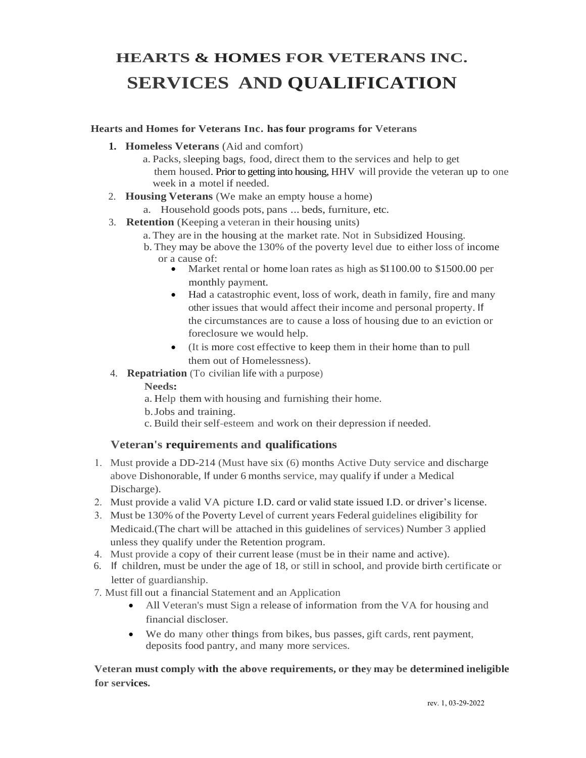# HEARTS & HOMES FOR VETERANS INC.

# SERVICES AND QUALIFICATION

**Hearts and Homes for Veterans Inc. has four programs for Veterans**

1. **Homeless Veterans** (Aid and comfort)
   a. Packs, sleeping bags, food, direct them to the services and help to get them housed. Prior to getting into housing, HHV will provide the veteran up to one week in a motel if needed.
2. **Housing Veterans** (We make an empty house a home)
   a. Household goods pots, pans ... beds, furniture, etc.
3. **Retention** (Keeping a veteran in their housing units)
   a. They are in the housing at the market rate. Not in Subsidized Housing.
   b. They may be above the 130% of the poverty level due to either loss of income or a cause of:
      - Market rental or home loan rates as high as $1100.00 to $1500.00 per monthly payment.
      - Had a catastrophic event, loss of work, death in family, fire and many other issues that would affect their income and personal property. If the circumstances are to cause a loss of housing due to an eviction or foreclosure we would help.
      - (It is more cost effective to keep them in their home than to pull them out of Homelessness).
4. **Repatriation** (To civilian life with a purpose)
   **Needs:**
   a. Help them with housing and furnishing their home.
   b. Jobs and training.
   c. Build their self-esteem and work on their depression if needed.

## Veteran's requirements and qualifications

1. Must provide a DD-214 (Must have six (6) months Active Duty service and discharge above Dishonorable, If under 6 months service, may qualify if under a Medical Discharge).
2. Must provide a valid VA picture I.D. card or valid state issued I.D. or driver's license.
3. Must be 130% of the Poverty Level of current years Federal guidelines eligibility for Medicaid.(The chart will be attached in this guidelines of services) Number 3 applied unless they qualify under the Retention program.
4. Must provide a copy of their current lease (must be in their name and active).
6. If children, must be under the age of 18, or still in school, and provide birth certificate or letter of guardianship.
7. Must fill out a financial Statement and an Application
   - All Veteran's must Sign a release of information from the VA for housing and financial discloser.
   - We do many other things from bikes, bus passes, gift cards, rent payment, deposits food pantry, and many more services.

**Veteran must comply with the above requirements, or they may be determined ineligible for services.**

rev. 1, 03-29-2022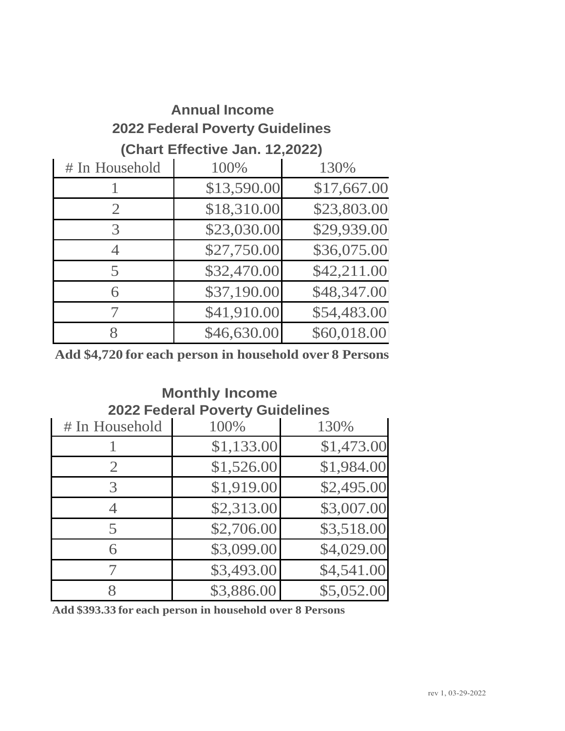## Annual Income
## 2022 Federal Poverty Guidelines
## (Chart Effective Jan. 12,2022)

| # In Household | 100% | 130% |
|---|---|---|
| 1 | $13,590.00 | $17,667.00 |
| 2 | $18,310.00 | $23,803.00 |
| 3 | $23,030.00 | $29,939.00 |
| 4 | $27,750.00 | $36,075.00 |
| 5 | $32,470.00 | $42,211.00 |
| 6 | $37,190.00 | $48,347.00 |
| 7 | $41,910.00 | $54,483.00 |
| 8 | $46,630.00 | $60,018.00 |

**Add $4,720 for each person in household over 8 Persons**

## Monthly Income
## 2022 Federal Poverty Guidelines

| # In Household | 100% | 130% |
|---|---|---|
| 1 | $1,133.00 | $1,473.00 |
| 2 | $1,526.00 | $1,984.00 |
| 3 | $1,919.00 | $2,495.00 |
| 4 | $2,313.00 | $3,007.00 |
| 5 | $2,706.00 | $3,518.00 |
| 6 | $3,099.00 | $4,029.00 |
| 7 | $3,493.00 | $4,541.00 |
| 8 | $3,886.00 | $5,052.00 |

**Add $393.33 for each person in household over 8 Persons**

rev 1, 03-29-2022